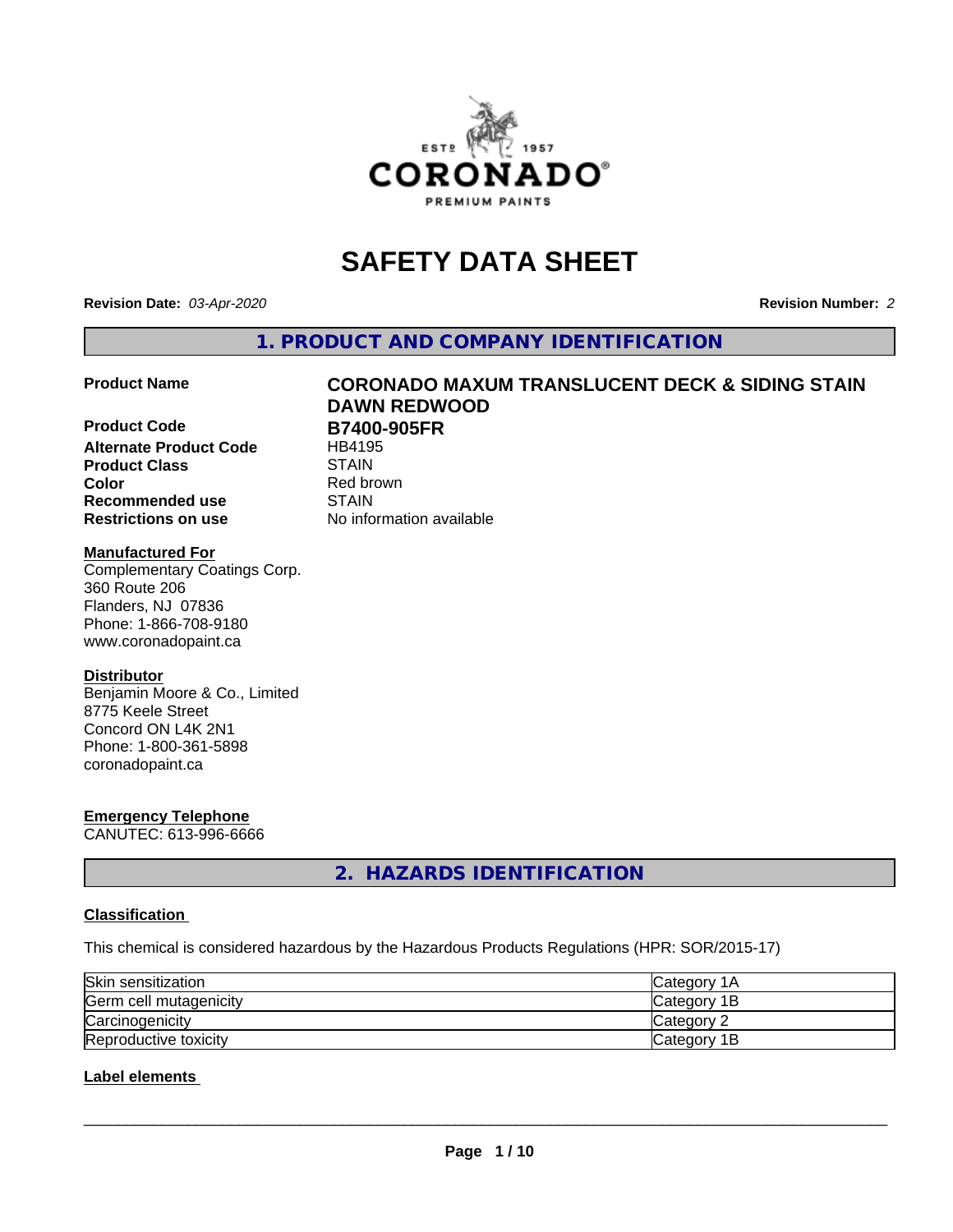# SAFETY DATA SHEET

**Revision Date:** *03-Apr-2020* **Revision Number:** *2*

## 1. PRODUCT AND COMPANY IDENTIFICATION

| | |
|---|---|
| **Product Name** | **CORONADO MAXUM TRANSLUCENT DECK & SIDING STAIN DAWN REDWOOD** |
| **Product Code** | **B7400-905FR** |
| **Alternate Product Code** | HB4195 |
| **Product Class** | STAIN |
| **Color** | Red brown |
| **Recommended use** | STAIN |
| **Restrictions on use** | No information available |

**Manufactured For**
Complementary Coatings Corp.
360 Route 206
Flanders, NJ 07836
Phone: 1-866-708-9180
www.coronadopaint.ca

**Distributor**
Benjamin Moore & Co., Limited
8775 Keele Street
Concord ON L4K 2N1
Phone: 1-800-361-5898
coronadopaint.ca

**Emergency Telephone**
CANUTEC: 613-996-6666

## 2. HAZARDS IDENTIFICATION

**Classification**

This chemical is considered hazardous by the Hazardous Products Regulations (HPR: SOR/2015-17)

| | |
|---|---|
| Skin sensitization | Category 1A |
| Germ cell mutagenicity | Category 1B |
| Carcinogenicity | Category 2 |
| Reproductive toxicity | Category 1B |

**Label elements**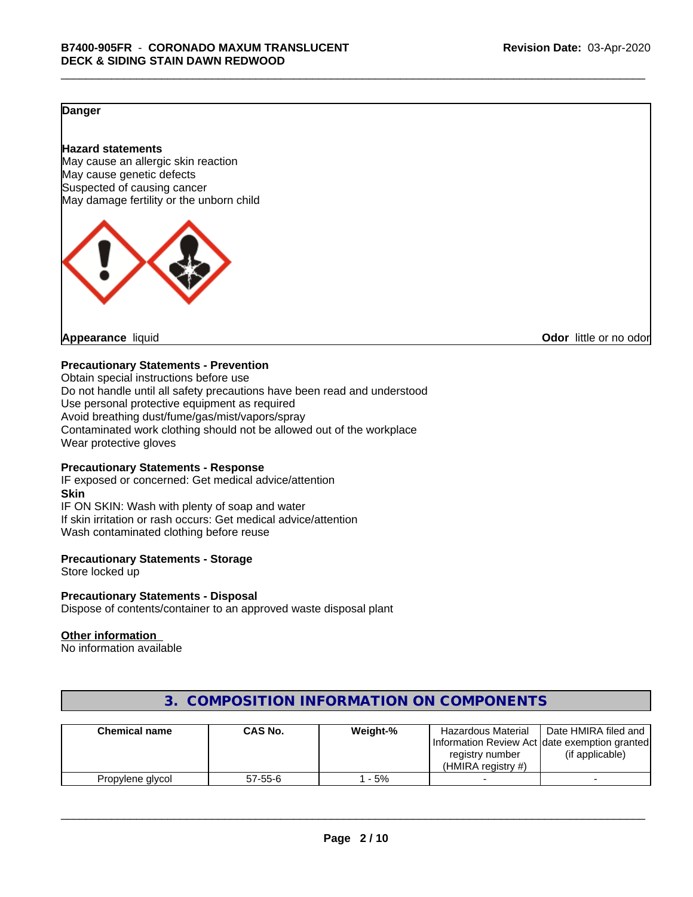**Danger**

**Hazard statements**
May cause an allergic skin reaction
May cause genetic defects
Suspected of causing cancer
May damage fertility or the unborn child

**Appearance** liquid

**Odor** little or no odor

**Precautionary Statements - Prevention**
Obtain special instructions before use
Do not handle until all safety precautions have been read and understood
Use personal protective equipment as required
Avoid breathing dust/fume/gas/mist/vapors/spray
Contaminated work clothing should not be allowed out of the workplace
Wear protective gloves

**Precautionary Statements - Response**
IF exposed or concerned: Get medical advice/attention
**Skin**
IF ON SKIN: Wash with plenty of soap and water
If skin irritation or rash occurs: Get medical advice/attention
Wash contaminated clothing before reuse

**Precautionary Statements - Storage**
Store locked up

**Precautionary Statements - Disposal**
Dispose of contents/container to an approved waste disposal plant

**Other information**
No information available

## 3. COMPOSITION INFORMATION ON COMPONENTS

| Chemical name | CAS No. | Weight-% | Hazardous Material Information Review Act registry number (HMIRA registry #) | Date HMIRA filed and date exemption granted (if applicable) |
|---|---|---|---|---|
| Propylene glycol | 57-55-6 | 1 - 5% | - | - |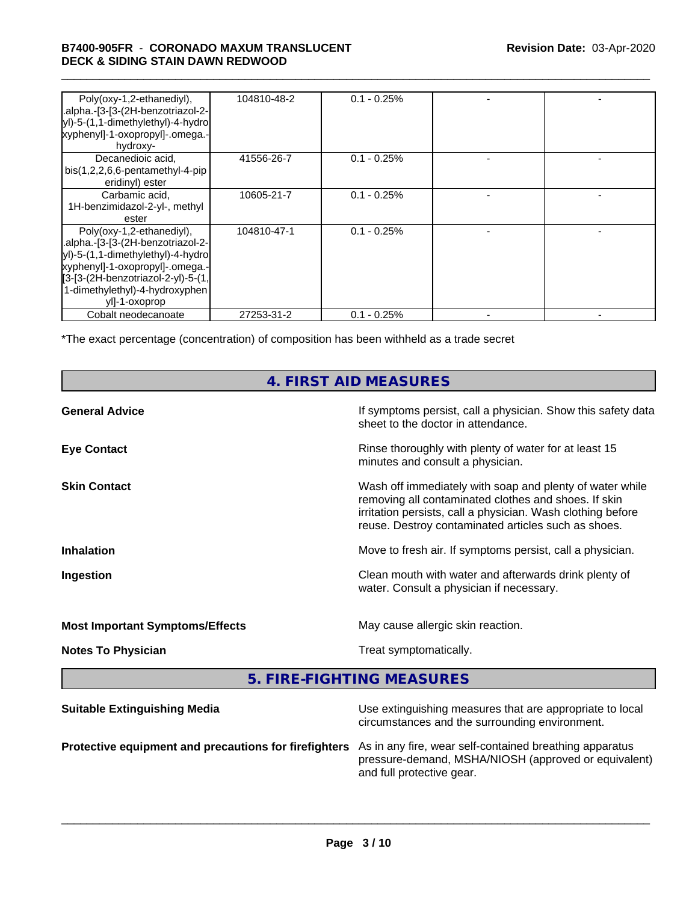| | | | | |
|---|---|---|---|---|
| Poly(oxy-1,2-ethanediyl), .alpha.-[3-[3-(2H-benzotriazol-2-yl)-5-(1,1-dimethylethyl)-4-hydroxyphenyl]-1-oxopropyl]-.omega.-hydroxy- | 104810-48-2 | 0.1 - 0.25% | - | - |
| Decanedioic acid, bis(1,2,2,6,6-pentamethyl-4-piperidinyl) ester | 41556-26-7 | 0.1 - 0.25% | - | - |
| Carbamic acid, 1H-benzimidazol-2-yl-, methyl ester | 10605-21-7 | 0.1 - 0.25% | - | - |
| Poly(oxy-1,2-ethanediyl), .alpha.-[3-[3-(2H-benzotriazol-2-yl)-5-(1,1-dimethylethyl)-4-hydroxyphenyl]-1-oxopropyl]-.omega.-[3-[3-(2H-benzotriazol-2-yl)-5-(1,1-dimethylethyl)-4-hydroxyphenyl]-1-oxoprop | 104810-47-1 | 0.1 - 0.25% | - | - |
| Cobalt neodecanoate | 27253-31-2 | 0.1 - 0.25% | - | - |

*The exact percentage (concentration) of composition has been withheld as a trade secret

## 4. FIRST AID MEASURES

**General Advice** If symptoms persist, call a physician. Show this safety data sheet to the doctor in attendance.

**Eye Contact** Rinse thoroughly with plenty of water for at least 15 minutes and consult a physician.

**Skin Contact** Wash off immediately with soap and plenty of water while removing all contaminated clothes and shoes. If skin irritation persists, call a physician. Wash clothing before reuse. Destroy contaminated articles such as shoes.

**Inhalation** Move to fresh air. If symptoms persist, call a physician.

**Ingestion** Clean mouth with water and afterwards drink plenty of water. Consult a physician if necessary.

**Most Important Symptoms/Effects** May cause allergic skin reaction.

**Notes To Physician** Treat symptomatically.

## 5. FIRE-FIGHTING MEASURES

**Suitable Extinguishing Media** Use extinguishing measures that are appropriate to local circumstances and the surrounding environment.

**Protective equipment and precautions for firefighters** As in any fire, wear self-contained breathing apparatus pressure-demand, MSHA/NIOSH (approved or equivalent) and full protective gear.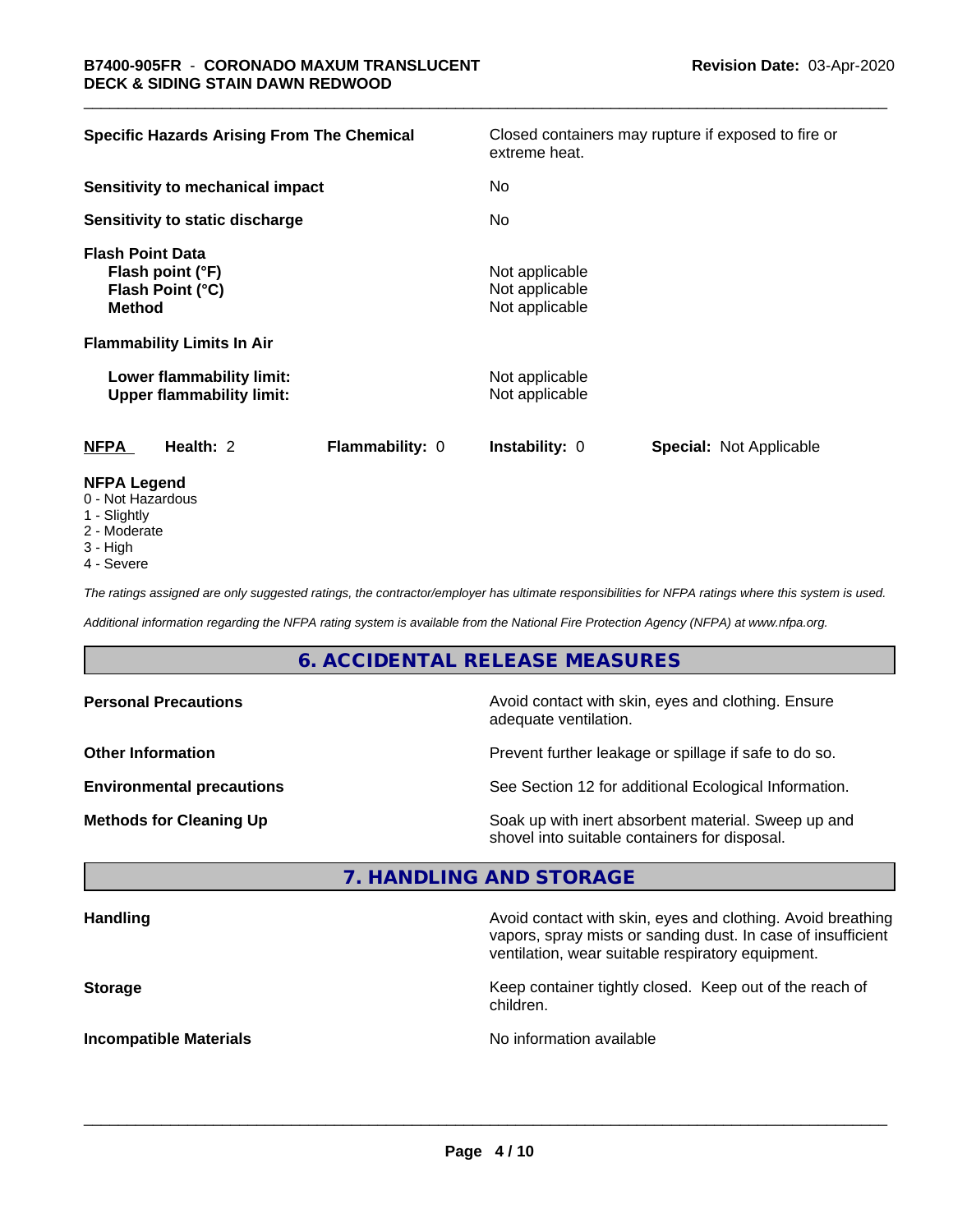| | |
|---|---|
| **Specific Hazards Arising From The Chemical** | Closed containers may rupture if exposed to fire or extreme heat. |
| **Sensitivity to mechanical impact** | No |
| **Sensitivity to static discharge** | No |
| **Flash Point Data** | |
| **Flash point (°F)** | Not applicable |
| **Flash Point (°C)** | Not applicable |
| **Method** | Not applicable |
| **Flammability Limits In Air** | |
| **Lower flammability limit:** | Not applicable |
| **Upper flammability limit:** | Not applicable |

| **NFPA** | **Health:** 2 | **Flammability:** 0 | **Instability:** 0 | **Special:** Not Applicable |
|---|---|---|---|---|

**NFPA Legend**
- 0 - Not Hazardous
- 1 - Slightly
- 2 - Moderate
- 3 - High
- 4 - Severe

*The ratings assigned are only suggested ratings, the contractor/employer has ultimate responsibilities for NFPA ratings where this system is used.*

*Additional information regarding the NFPA rating system is available from the National Fire Protection Agency (NFPA) at www.nfpa.org.*

## 6. ACCIDENTAL RELEASE MEASURES

| | |
|---|---|
| **Personal Precautions** | Avoid contact with skin, eyes and clothing. Ensure adequate ventilation. |
| **Other Information** | Prevent further leakage or spillage if safe to do so. |
| **Environmental precautions** | See Section 12 for additional Ecological Information. |
| **Methods for Cleaning Up** | Soak up with inert absorbent material. Sweep up and shovel into suitable containers for disposal. |

## 7. HANDLING AND STORAGE

| | |
|---|---|
| **Handling** | Avoid contact with skin, eyes and clothing. Avoid breathing vapors, spray mists or sanding dust. In case of insufficient ventilation, wear suitable respiratory equipment. |
| **Storage** | Keep container tightly closed. Keep out of the reach of children. |
| **Incompatible Materials** | No information available |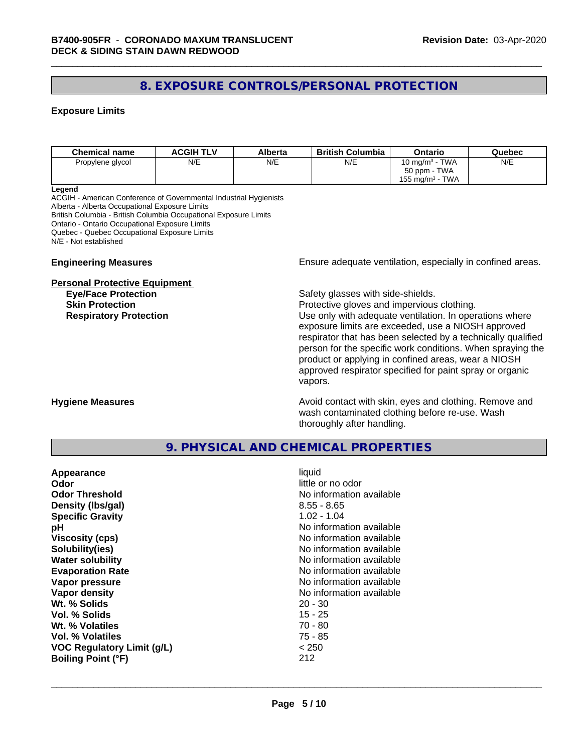## 8. EXPOSURE CONTROLS/PERSONAL PROTECTION

### Exposure Limits

| Chemical name | ACGIH TLV | Alberta | British Columbia | Ontario | Quebec |
|---|---|---|---|---|---|
| Propylene glycol | N/E | N/E | N/E | 10 mg/m³ - TWA<br>50 ppm - TWA<br>155 mg/m³ - TWA | N/E |

**Legend**

ACGIH - American Conference of Governmental Industrial Hygienists
Alberta - Alberta Occupational Exposure Limits
British Columbia - British Columbia Occupational Exposure Limits
Ontario - Ontario Occupational Exposure Limits
Quebec - Quebec Occupational Exposure Limits
N/E - Not established

**Engineering Measures**: Ensure adequate ventilation, especially in confined areas.

**Personal Protective Equipment**

**Eye/Face Protection**: Safety glasses with side-shields.

**Skin Protection**: Protective gloves and impervious clothing.

**Respiratory Protection**: Use only with adequate ventilation. In operations where exposure limits are exceeded, use a NIOSH approved respirator that has been selected by a technically qualified person for the specific work conditions. When spraying the product or applying in confined areas, wear a NIOSH approved respirator specified for paint spray or organic vapors.

**Hygiene Measures**: Avoid contact with skin, eyes and clothing. Remove and wash contaminated clothing before re-use. Wash thoroughly after handling.

## 9. PHYSICAL AND CHEMICAL PROPERTIES

| Property | Value |
|---|---|
| **Appearance** | liquid |
| **Odor** | little or no odor |
| **Odor Threshold** | No information available |
| **Density (lbs/gal)** | 8.55 - 8.65 |
| **Specific Gravity** | 1.02 - 1.04 |
| **pH** | No information available |
| **Viscosity (cps)** | No information available |
| **Solubility(ies)** | No information available |
| **Water solubility** | No information available |
| **Evaporation Rate** | No information available |
| **Vapor pressure** | No information available |
| **Vapor density** | No information available |
| **Wt. % Solids** | 20 - 30 |
| **Vol. % Solids** | 15 - 25 |
| **Wt. % Volatiles** | 70 - 80 |
| **Vol. % Volatiles** | 75 - 85 |
| **VOC Regulatory Limit (g/L)** | < 250 |
| **Boiling Point (°F)** | 212 |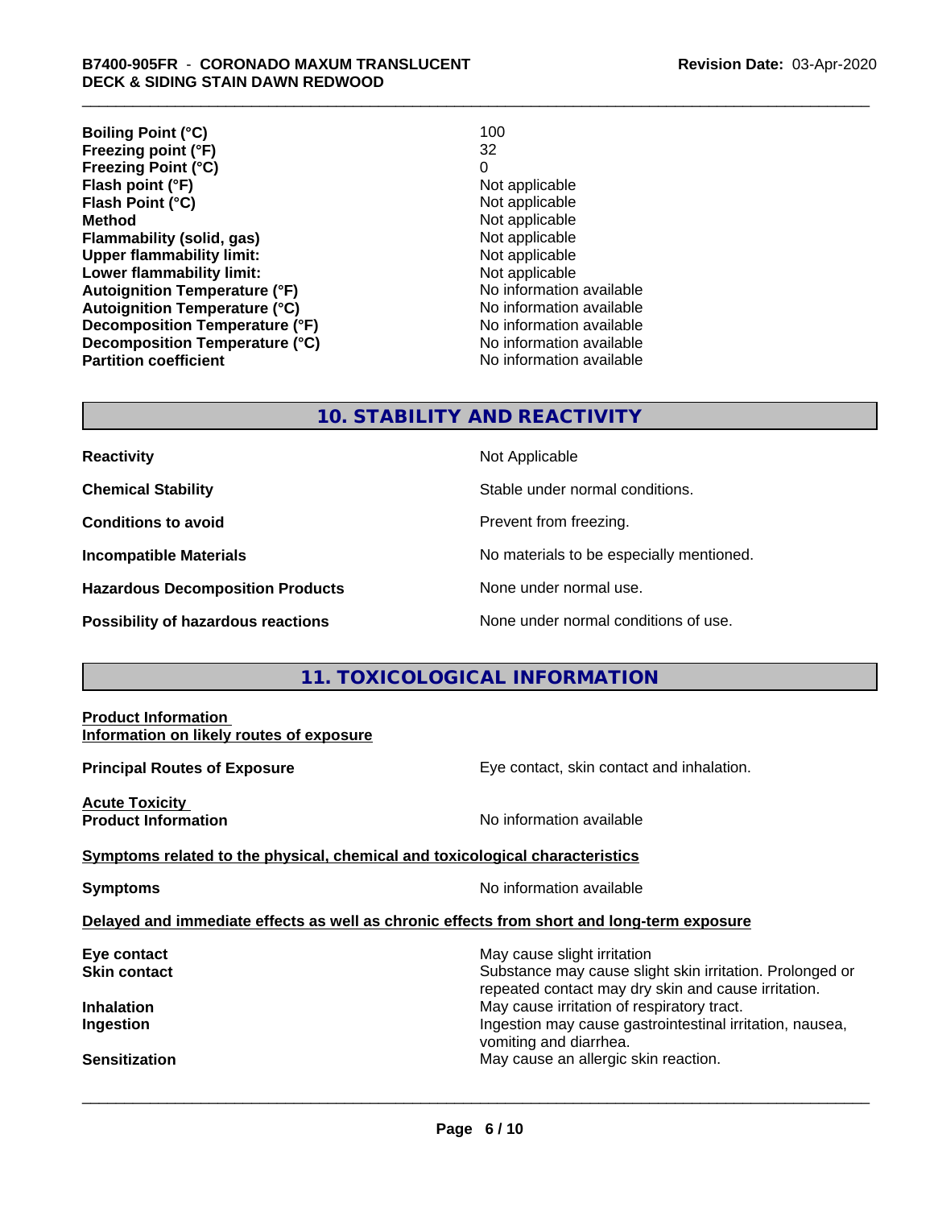| | |
|---|---|
| **Boiling Point (°C)** | 100 |
| **Freezing point (°F)** | 32 |
| **Freezing Point (°C)** | 0 |
| **Flash point (°F)** | Not applicable |
| **Flash Point (°C)** | Not applicable |
| **Method** | Not applicable |
| **Flammability (solid, gas)** | Not applicable |
| **Upper flammability limit:** | Not applicable |
| **Lower flammability limit:** | Not applicable |
| **Autoignition Temperature (°F)** | No information available |
| **Autoignition Temperature (°C)** | No information available |
| **Decomposition Temperature (°F)** | No information available |
| **Decomposition Temperature (°C)** | No information available |
| **Partition coefficient** | No information available |

## 10. STABILITY AND REACTIVITY

| | |
|---|---|
| **Reactivity** | Not Applicable |
| **Chemical Stability** | Stable under normal conditions. |
| **Conditions to avoid** | Prevent from freezing. |
| **Incompatible Materials** | No materials to be especially mentioned. |
| **Hazardous Decomposition Products** | None under normal use. |
| **Possibility of hazardous reactions** | None under normal conditions of use. |

## 11. TOXICOLOGICAL INFORMATION

**Product Information**
**Information on likely routes of exposure**

**Principal Routes of Exposure** Eye contact, skin contact and inhalation.

**Acute Toxicity**
**Product Information** No information available

**Symptoms related to the physical, chemical and toxicological characteristics**

**Symptoms** No information available

**Delayed and immediate effects as well as chronic effects from short and long-term exposure**

| | |
|---|---|
| **Eye contact** | May cause slight irritation |
| **Skin contact** | Substance may cause slight skin irritation. Prolonged or repeated contact may dry skin and cause irritation. |
| **Inhalation** | May cause irritation of respiratory tract. |
| **Ingestion** | Ingestion may cause gastrointestinal irritation, nausea, vomiting and diarrhea. |
| **Sensitization** | May cause an allergic skin reaction. |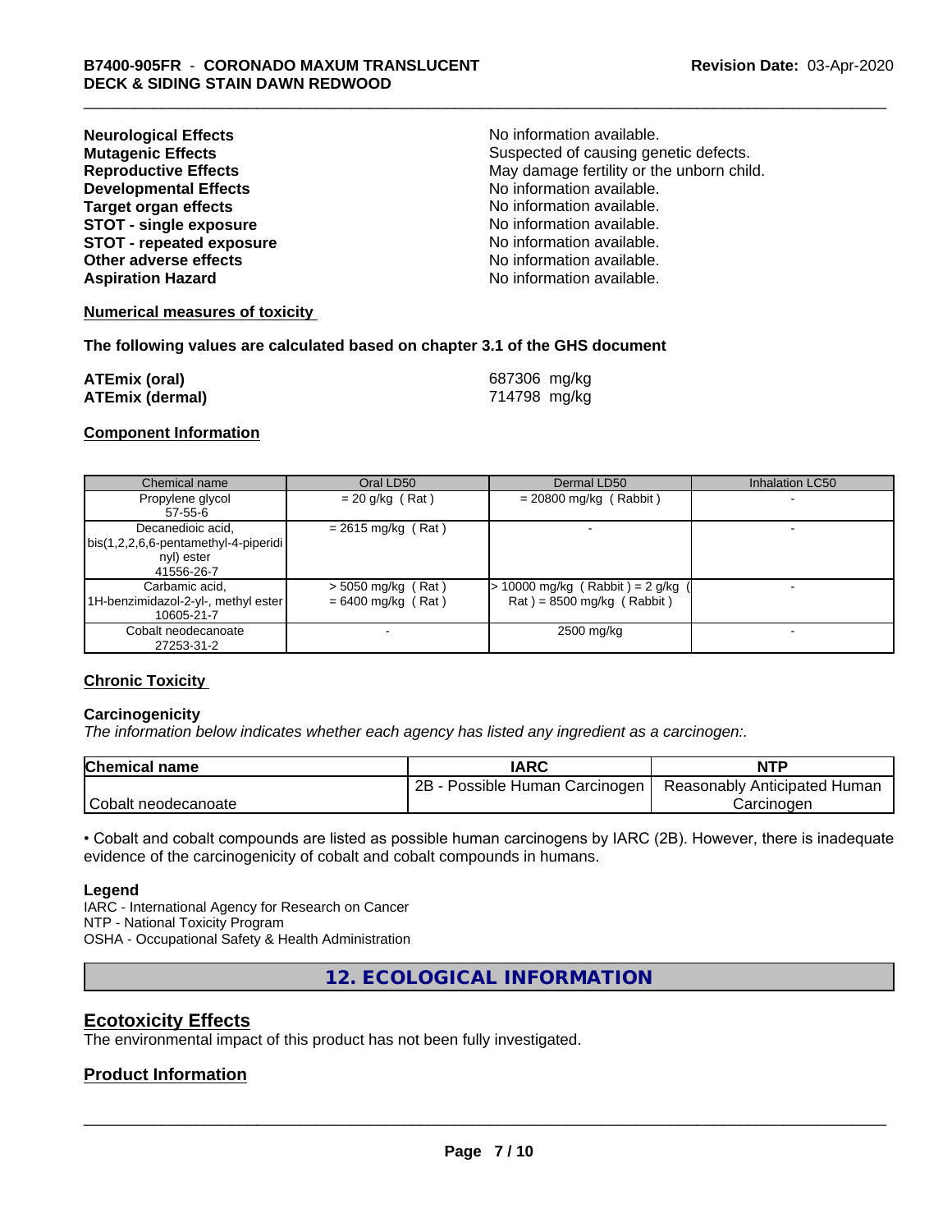| | |
|---|---|
| **Neurological Effects** | No information available. |
| **Mutagenic Effects** | Suspected of causing genetic defects. |
| **Reproductive Effects** | May damage fertility or the unborn child. |
| **Developmental Effects** | No information available. |
| **Target organ effects** | No information available. |
| **STOT - single exposure** | No information available. |
| **STOT - repeated exposure** | No information available. |
| **Other adverse effects** | No information available. |
| **Aspiration Hazard** | No information available. |

**Numerical measures of toxicity**

**The following values are calculated based on chapter 3.1 of the GHS document**

| | |
|---|---|
| **ATEmix (oral)** | 687306 mg/kg |
| **ATEmix (dermal)** | 714798 mg/kg |

**Component Information**

| Chemical name | Oral LD50 | Dermal LD50 | Inhalation LC50 |
|---|---|---|---|
| Propylene glycol<br>57-55-6 | = 20 g/kg ( Rat ) | = 20800 mg/kg ( Rabbit ) | - |
| Decanedioic acid, bis(1,2,2,6,6-pentamethyl-4-piperidinyl) ester<br>41556-26-7 | = 2615 mg/kg ( Rat ) | - | - |
| Carbamic acid, 1H-benzimidazol-2-yl-, methyl ester<br>10605-21-7 | > 5050 mg/kg ( Rat )<br>= 6400 mg/kg ( Rat ) | > 10000 mg/kg ( Rabbit ) = 2 g/kg ( Rat ) = 8500 mg/kg ( Rabbit ) | - |
| Cobalt neodecanoate<br>27253-31-2 | - | 2500 mg/kg | - |

**Chronic Toxicity**

**Carcinogenicity**

*The information below indicates whether each agency has listed any ingredient as a carcinogen:.*

| Chemical name | IARC | NTP |
|---|---|---|
| Cobalt neodecanoate | 2B - Possible Human Carcinogen | Reasonably Anticipated Human Carcinogen |

• Cobalt and cobalt compounds are listed as possible human carcinogens by IARC (2B). However, there is inadequate evidence of the carcinogenicity of cobalt and cobalt compounds in humans.

**Legend**

IARC - International Agency for Research on Cancer
NTP - National Toxicity Program
OSHA - Occupational Safety & Health Administration

# 12. ECOLOGICAL INFORMATION

## Ecotoxicity Effects

The environmental impact of this product has not been fully investigated.

## Product Information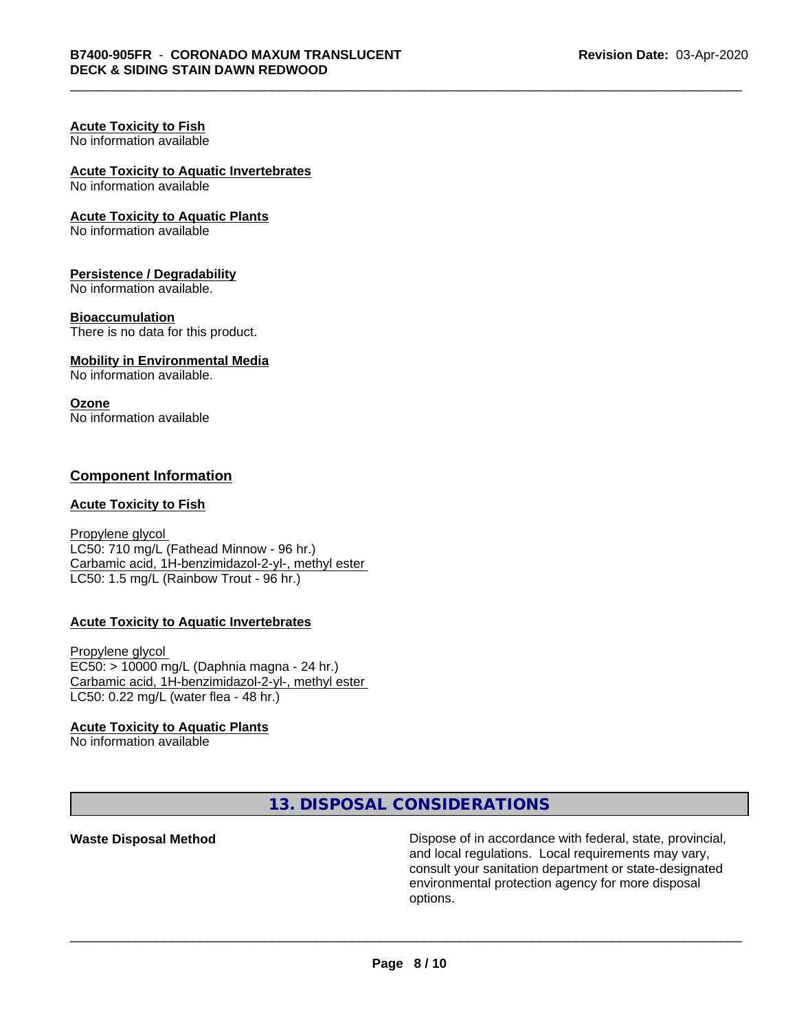**Acute Toxicity to Fish**
No information available

**Acute Toxicity to Aquatic Invertebrates**
No information available

**Acute Toxicity to Aquatic Plants**
No information available

**Persistence / Degradability**
No information available.

**Bioaccumulation**
There is no data for this product.

**Mobility in Environmental Media**
No information available.

**Ozone**
No information available

## Component Information

**Acute Toxicity to Fish**

Propylene glycol
LC50: 710 mg/L (Fathead Minnow - 96 hr.)
Carbamic acid, 1H-benzimidazol-2-yl-, methyl ester
LC50: 1.5 mg/L (Rainbow Trout - 96 hr.)

**Acute Toxicity to Aquatic Invertebrates**

Propylene glycol
EC50: > 10000 mg/L (Daphnia magna - 24 hr.)
Carbamic acid, 1H-benzimidazol-2-yl-, methyl ester
LC50: 0.22 mg/L (water flea - 48 hr.)

**Acute Toxicity to Aquatic Plants**
No information available

## 13. DISPOSAL CONSIDERATIONS

**Waste Disposal Method**

Dispose of in accordance with federal, state, provincial, and local regulations. Local requirements may vary, consult your sanitation department or state-designated environmental protection agency for more disposal options.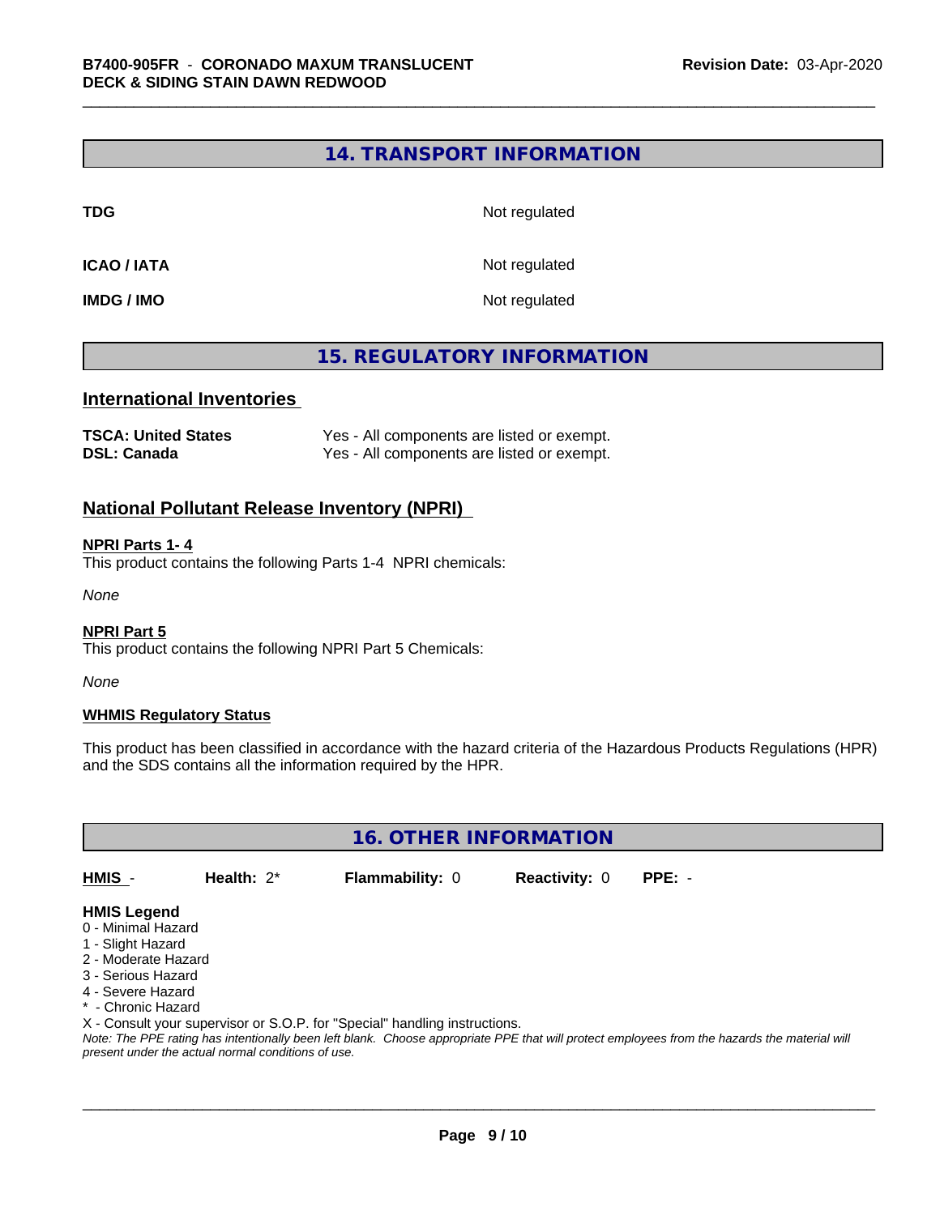## 14. TRANSPORT INFORMATION

| | |
|---|---|
| **TDG** | Not regulated |
| **ICAO / IATA** | Not regulated |
| **IMDG / IMO** | Not regulated |

## 15. REGULATORY INFORMATION

### International Inventories

| | |
|---|---|
| **TSCA: United States** | Yes - All components are listed or exempt. |
| **DSL: Canada** | Yes - All components are listed or exempt. |

### National Pollutant Release Inventory (NPRI)

**NPRI Parts 1- 4**

This product contains the following Parts 1-4 NPRI chemicals:

*None*

**NPRI Part 5**

This product contains the following NPRI Part 5 Chemicals:

*None*

**WHMIS Regulatory Status**

This product has been classified in accordance with the hazard criteria of the Hazardous Products Regulations (HPR) and the SDS contains all the information required by the HPR.

## 16. OTHER INFORMATION

| **HMIS** - | **Health:** 2* | **Flammability:** 0 | **Reactivity:** 0 | **PPE:** - |
|---|---|---|---|---|

**HMIS Legend**

0 - Minimal Hazard
1 - Slight Hazard
2 - Moderate Hazard
3 - Serious Hazard
4 - Severe Hazard
* - Chronic Hazard
X - Consult your supervisor or S.O.P. for "Special" handling instructions.

*Note: The PPE rating has intentionally been left blank. Choose appropriate PPE that will protect employees from the hazards the material will present under the actual normal conditions of use.*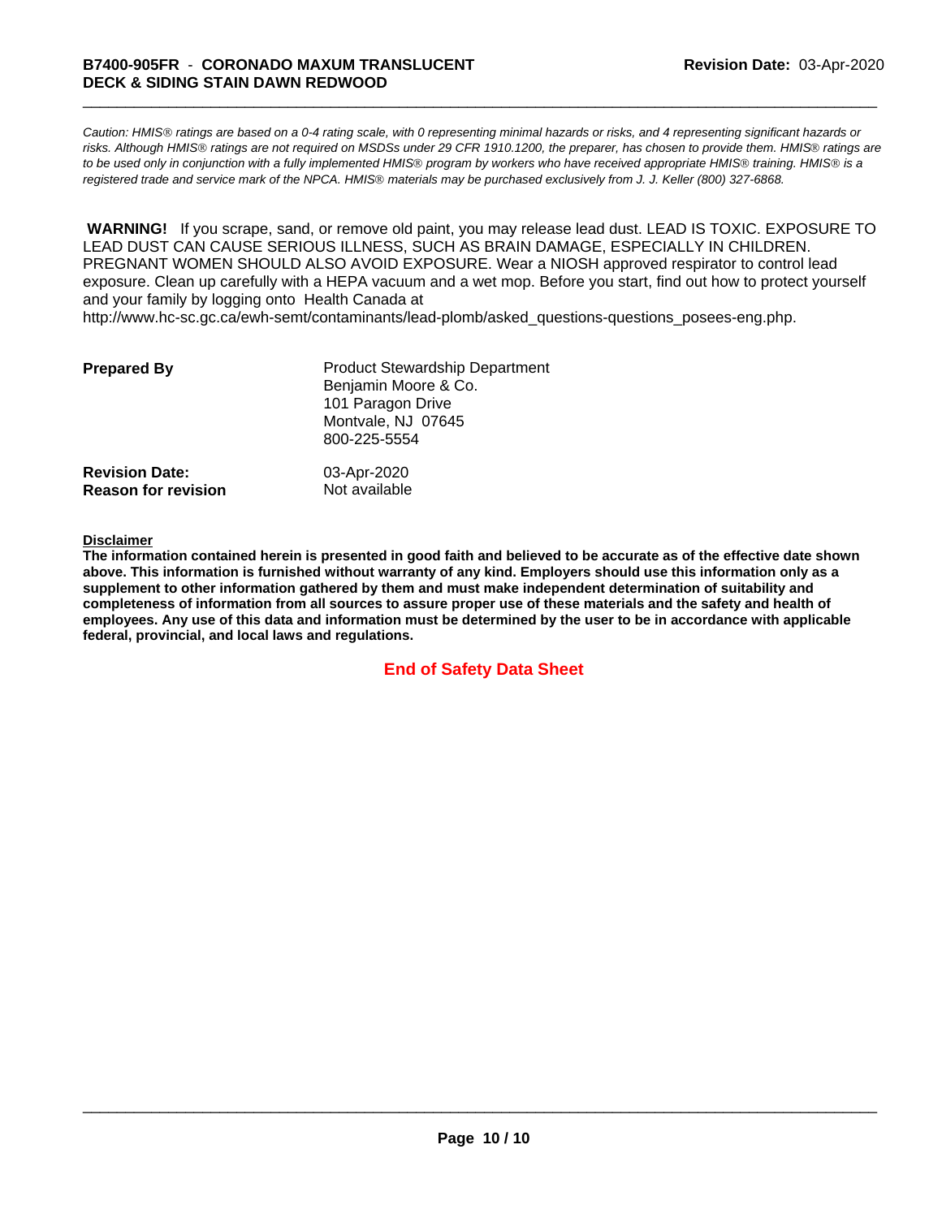*Caution: HMIS® ratings are based on a 0-4 rating scale, with 0 representing minimal hazards or risks, and 4 representing significant hazards or risks. Although HMIS® ratings are not required on MSDSs under 29 CFR 1910.1200, the preparer, has chosen to provide them. HMIS® ratings are to be used only in conjunction with a fully implemented HMIS® program by workers who have received appropriate HMIS® training. HMIS® is a registered trade and service mark of the NPCA. HMIS® materials may be purchased exclusively from J. J. Keller (800) 327-6868.*

**WARNING!** If you scrape, sand, or remove old paint, you may release lead dust. LEAD IS TOXIC. EXPOSURE TO LEAD DUST CAN CAUSE SERIOUS ILLNESS, SUCH AS BRAIN DAMAGE, ESPECIALLY IN CHILDREN. PREGNANT WOMEN SHOULD ALSO AVOID EXPOSURE. Wear a NIOSH approved respirator to control lead exposure. Clean up carefully with a HEPA vacuum and a wet mop. Before you start, find out how to protect yourself and your family by logging onto Health Canada at http://www.hc-sc.gc.ca/ewh-semt/contaminants/lead-plomb/asked_questions-questions_posees-eng.php.

| | |
|---|---|
| **Prepared By** | Product Stewardship Department<br>Benjamin Moore & Co.<br>101 Paragon Drive<br>Montvale, NJ 07645<br>800-225-5554 |
| **Revision Date:** | 03-Apr-2020 |
| **Reason for revision** | Not available |

**Disclaimer**

**The information contained herein is presented in good faith and believed to be accurate as of the effective date shown above. This information is furnished without warranty of any kind. Employers should use this information only as a supplement to other information gathered by them and must make independent determination of suitability and completeness of information from all sources to assure proper use of these materials and the safety and health of employees. Any use of this data and information must be determined by the user to be in accordance with applicable federal, provincial, and local laws and regulations.**

**End of Safety Data Sheet**